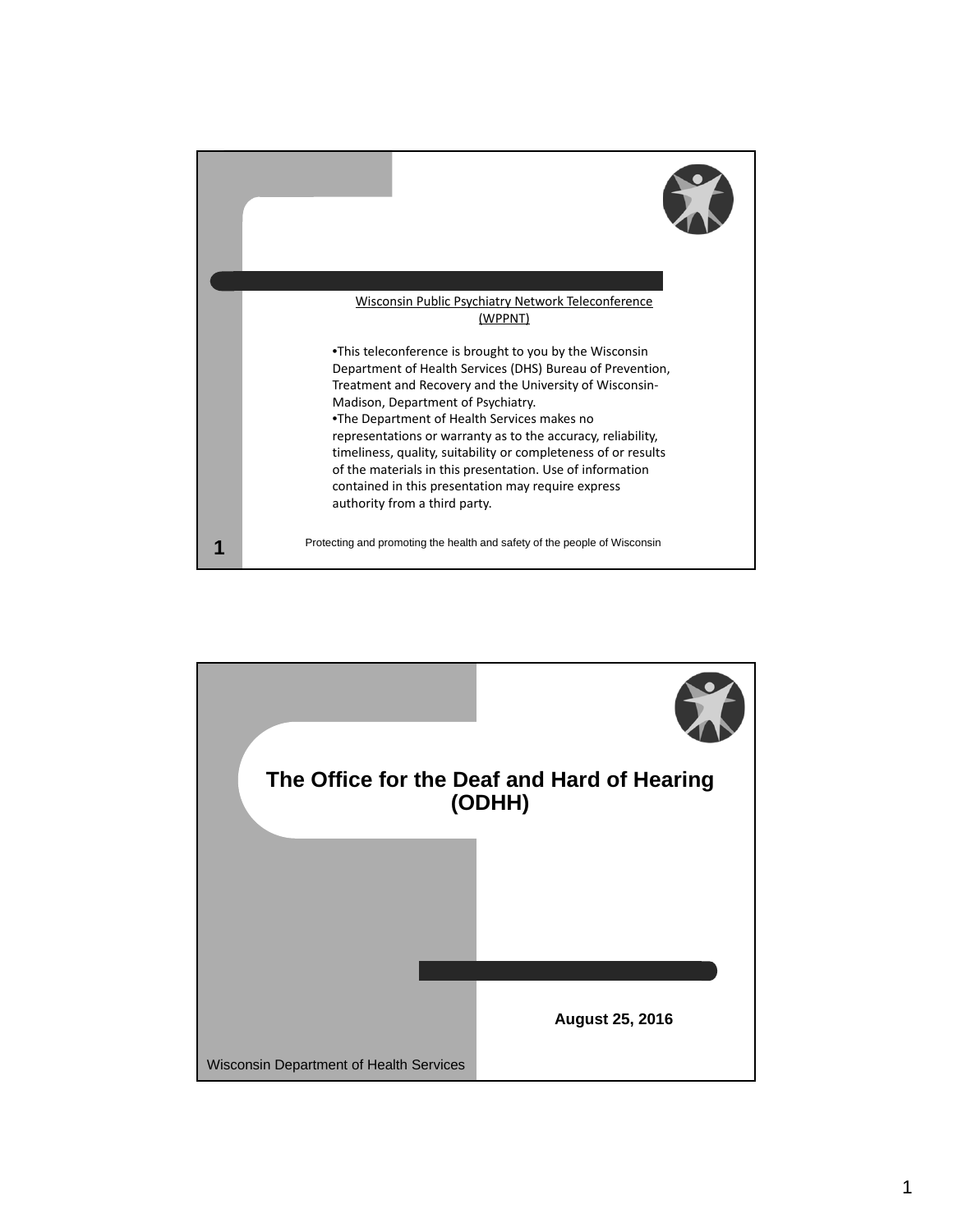Wisconsin Public Psychiatry Network Teleconference (WPPNT)

- This teleconference is brought to you by the Wisconsin Department of Health Services (DHS) Bureau of Prevention, Treatment and Recovery and the University of Wisconsin-Madison, Department of Psychiatry.
- The Department of Health Services makes no representations or warranty as to the accuracy, reliability, timeliness, quality, suitability or completeness of or results of the materials in this presentation. Use of information contained in this presentation may require express authority from a third party.

Protecting and promoting the health and safety of the people of Wisconsin

# The Office for the Deaf and Hard of Hearing (ODHH)

**August 25, 2016**

Wisconsin Department of Health Services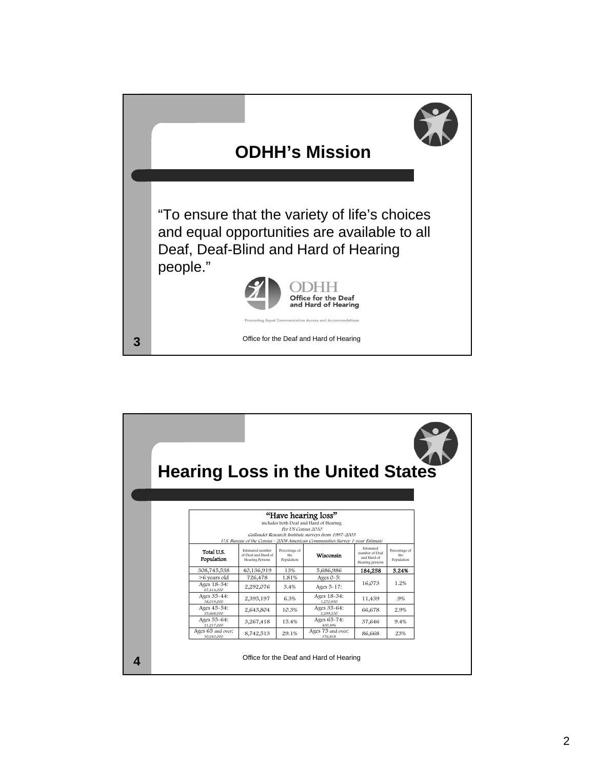## ODHH's Mission

"To ensure that the variety of life's choices and equal opportunities are available to all Deaf, Deaf-Blind and Hard of Hearing people."

ODHH
Office for the Deaf and Hard of Hearing
Promoting Equal Communication Access and Accommodations

Office for the Deaf and Hard of Hearing

## Hearing Loss in the United States

**"Have hearing loss"**
includes both Deaf and Hard of Hearing
*Per US Census 2010*
*Gallaudet Research Institute surveys from 1997-2003*
*U.S. Bureau of the Census - 2008 American Communities Survey 1-year Estimate*

| Total U.S. Population | Estimated number of Deaf and Hard of Hearing Persons | Percentage of the Population | Wisconsin | Estimated number of Deaf and Hard of Hearing persons | Percentage of the Population |
|---|---|---|---|---|---|
| 308,745,538 | 40,136,919 | 13% | 5,686,986 | **184,258** | **3.24%** |
| >6 years old | 726,478 | 1.81% | Ages 0-5: | 16,073 | 1.2% |
| Ages 18-34: 67,414,000 | 2,292,076 | 3.4% | Ages 5-17: | | |
| Ages 35-44: 38,019,000 | 2,395,197 | 6.3% | Ages 18-34: 1,270,950 | 11,439 | .9% |
| Ages 45-54: 25,668,000 | 2,643,804 | 10.3% | Ages 35-64: 2,299,230 | 66,678 | 2.9% |
| Ages 55-64: 21,217,000 | 3,267,418 | 15.4% | Ages 65-74: 400,496 | 37,646 | 9.4% |
| Ages 65 and over: 30,043,000 | 8,742,513 | 29.1% | Ages 75 and over: 376,818 | 86,668 | 23% |

Office for the Deaf and Hard of Hearing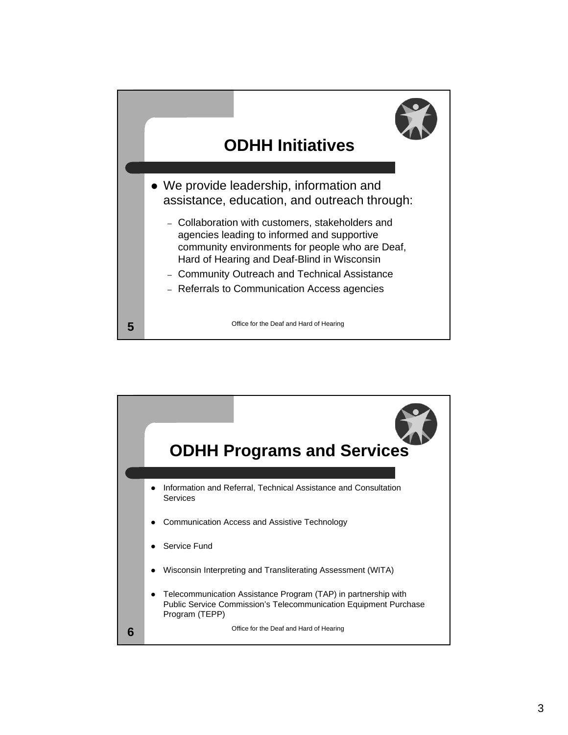## ODHH Initiatives

- We provide leadership, information and assistance, education, and outreach through:
  - Collaboration with customers, stakeholders and agencies leading to informed and supportive community environments for people who are Deaf, Hard of Hearing and Deaf-Blind in Wisconsin
  - Community Outreach and Technical Assistance
  - Referrals to Communication Access agencies

Office for the Deaf and Hard of Hearing

## ODHH Programs and Services

- Information and Referral, Technical Assistance and Consultation Services
- Communication Access and Assistive Technology
- Service Fund
- Wisconsin Interpreting and Transliterating Assessment (WITA)
- Telecommunication Assistance Program (TAP) in partnership with Public Service Commission's Telecommunication Equipment Purchase Program (TEPP)

Office for the Deaf and Hard of Hearing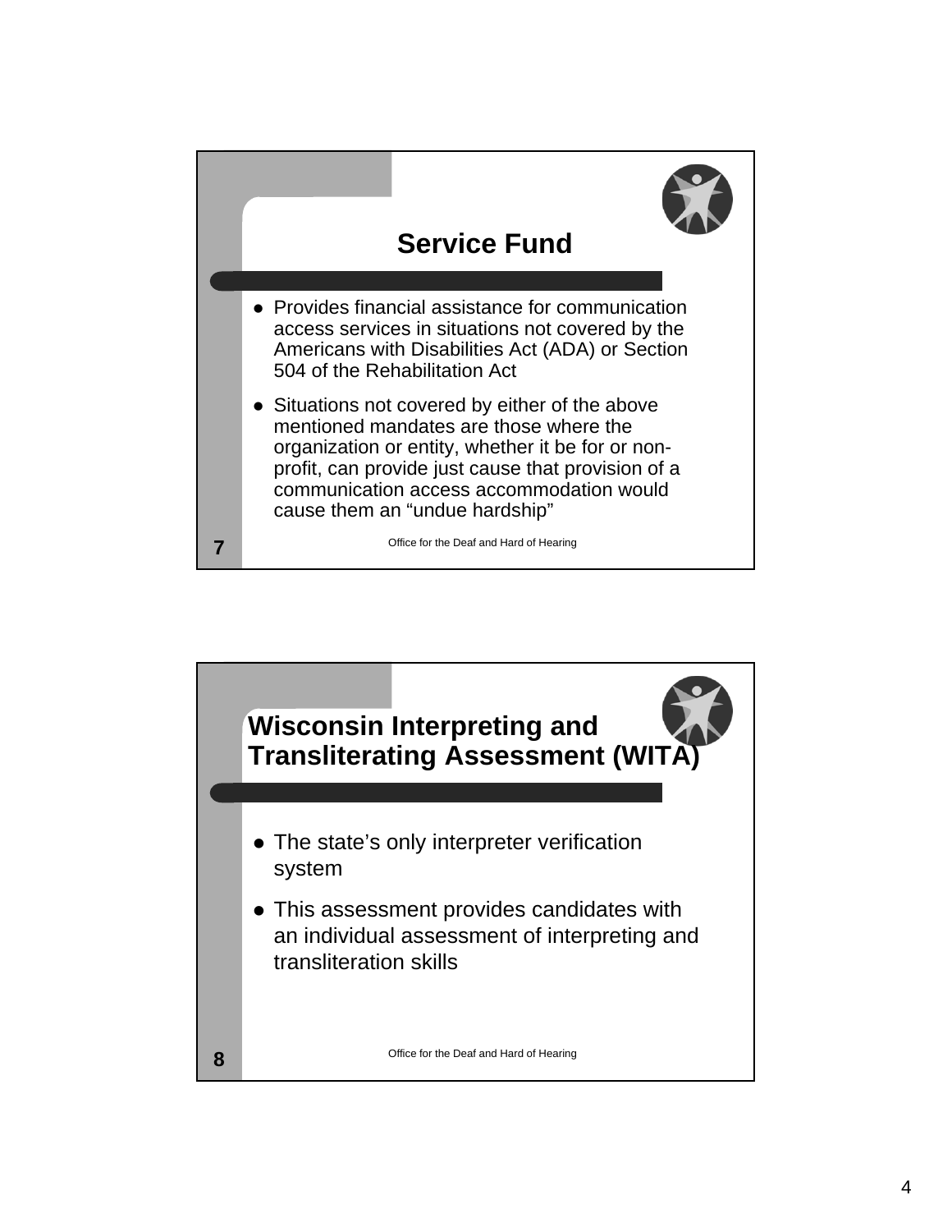## Service Fund

- Provides financial assistance for communication access services in situations not covered by the Americans with Disabilities Act (ADA) or Section 504 of the Rehabilitation Act
- Situations not covered by either of the above mentioned mandates are those where the organization or entity, whether it be for or non-profit, can provide just cause that provision of a communication access accommodation would cause them an "undue hardship"

7 Office for the Deaf and Hard of Hearing

## Wisconsin Interpreting and Transliterating Assessment (WITA)

- The state's only interpreter verification system
- This assessment provides candidates with an individual assessment of interpreting and transliteration skills

8 Office for the Deaf and Hard of Hearing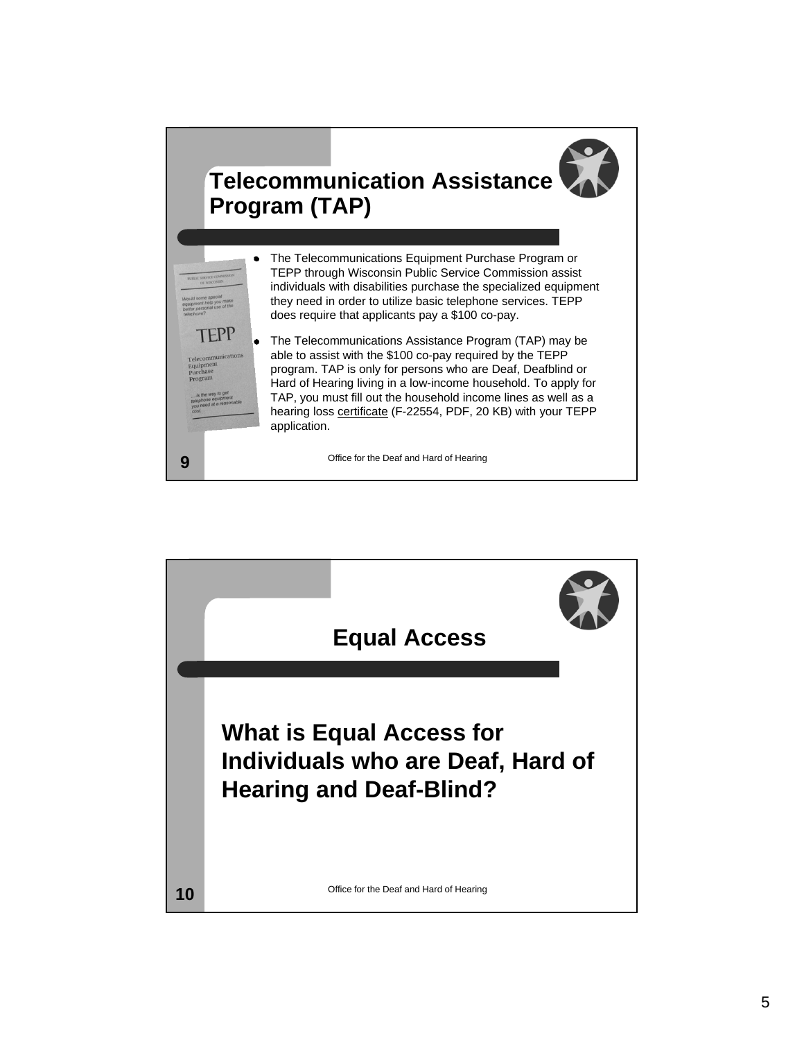## Telecommunication Assistance Program (TAP)

- The Telecommunications Equipment Purchase Program or TEPP through Wisconsin Public Service Commission assist individuals with disabilities purchase the specialized equipment they need in order to utilize basic telephone services. TEPP does require that applicants pay a $100 co-pay.
- The Telecommunications Assistance Program (TAP) may be able to assist with the $100 co-pay required by the TEPP program. TAP is only for persons who are Deaf, Deafblind or Hard of Hearing living in a low-income household. To apply for TAP, you must fill out the household income lines as well as a hearing loss certificate (F-22554, PDF, 20 KB) with your TEPP application.

Office for the Deaf and Hard of Hearing

9

## Equal Access

**What is Equal Access for Individuals who are Deaf, Hard of Hearing and Deaf-Blind?**

Office for the Deaf and Hard of Hearing

10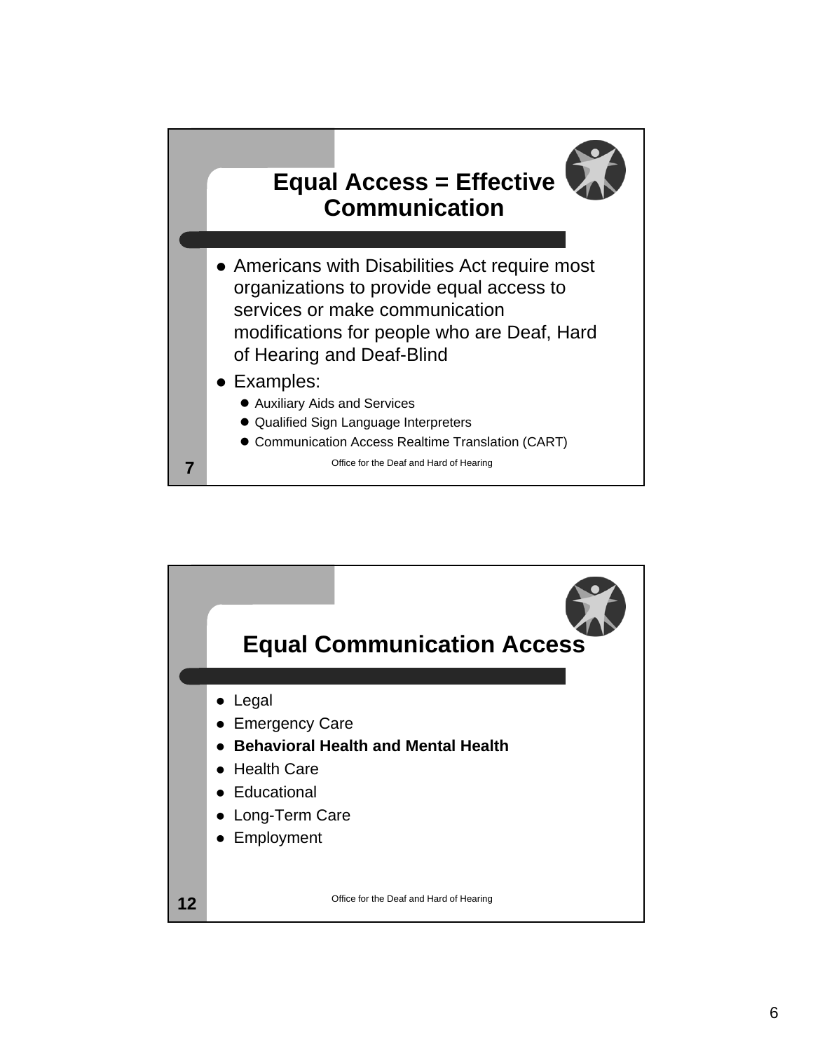## Equal Access = Effective Communication

- Americans with Disabilities Act require most organizations to provide equal access to services or make communication modifications for people who are Deaf, Hard of Hearing and Deaf-Blind
- Examples:
  - Auxiliary Aids and Services
  - Qualified Sign Language Interpreters
  - Communication Access Realtime Translation (CART)

Office for the Deaf and Hard of Hearing

7

## Equal Communication Access

- Legal
- Emergency Care
- **Behavioral Health and Mental Health**
- Health Care
- Educational
- Long-Term Care
- Employment

Office for the Deaf and Hard of Hearing

12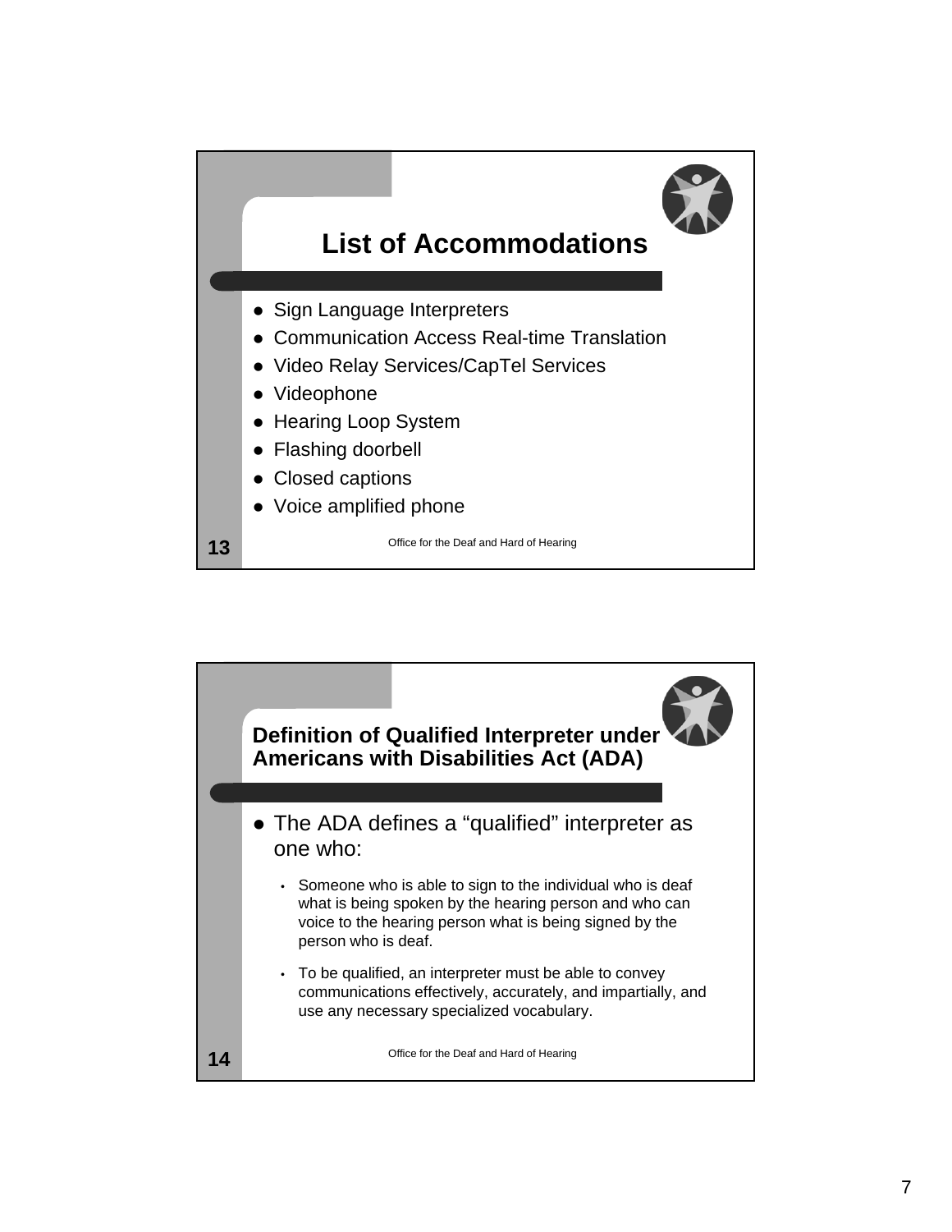## List of Accommodations

- Sign Language Interpreters
- Communication Access Real-time Translation
- Video Relay Services/CapTel Services
- Videophone
- Hearing Loop System
- Flashing doorbell
- Closed captions
- Voice amplified phone

Office for the Deaf and Hard of Hearing

## Definition of Qualified Interpreter under Americans with Disabilities Act (ADA)

- The ADA defines a "qualified" interpreter as one who:
  - Someone who is able to sign to the individual who is deaf what is being spoken by the hearing person and who can voice to the hearing person what is being signed by the person who is deaf.
  - To be qualified, an interpreter must be able to convey communications effectively, accurately, and impartially, and use any necessary specialized vocabulary.

Office for the Deaf and Hard of Hearing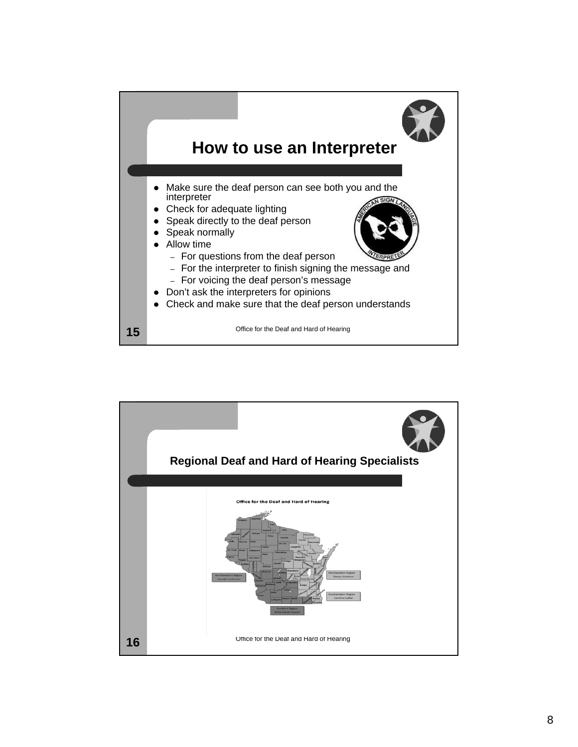## How to use an Interpreter

- Make sure the deaf person can see both you and the interpreter
- Check for adequate lighting
- Speak directly to the deaf person
- Speak normally
- Allow time
  - For questions from the deaf person
  - For the interpreter to finish signing the message and
  - For voicing the deaf person's message
- Don't ask the interpreters for opinions
- Check and make sure that the deaf person understands

Office for the Deaf and Hard of Hearing

## Regional Deaf and Hard of Hearing Specialists

Office for the Deaf and Hard of Hearing

Northwestern Region — Jennifer Anderson

Northeastern Region — Nancy Harkness

Southeastern Region — Caroline Ludke

Southern Region — Bethe Mentz-Powell

Office for the Deaf and Hard of Hearing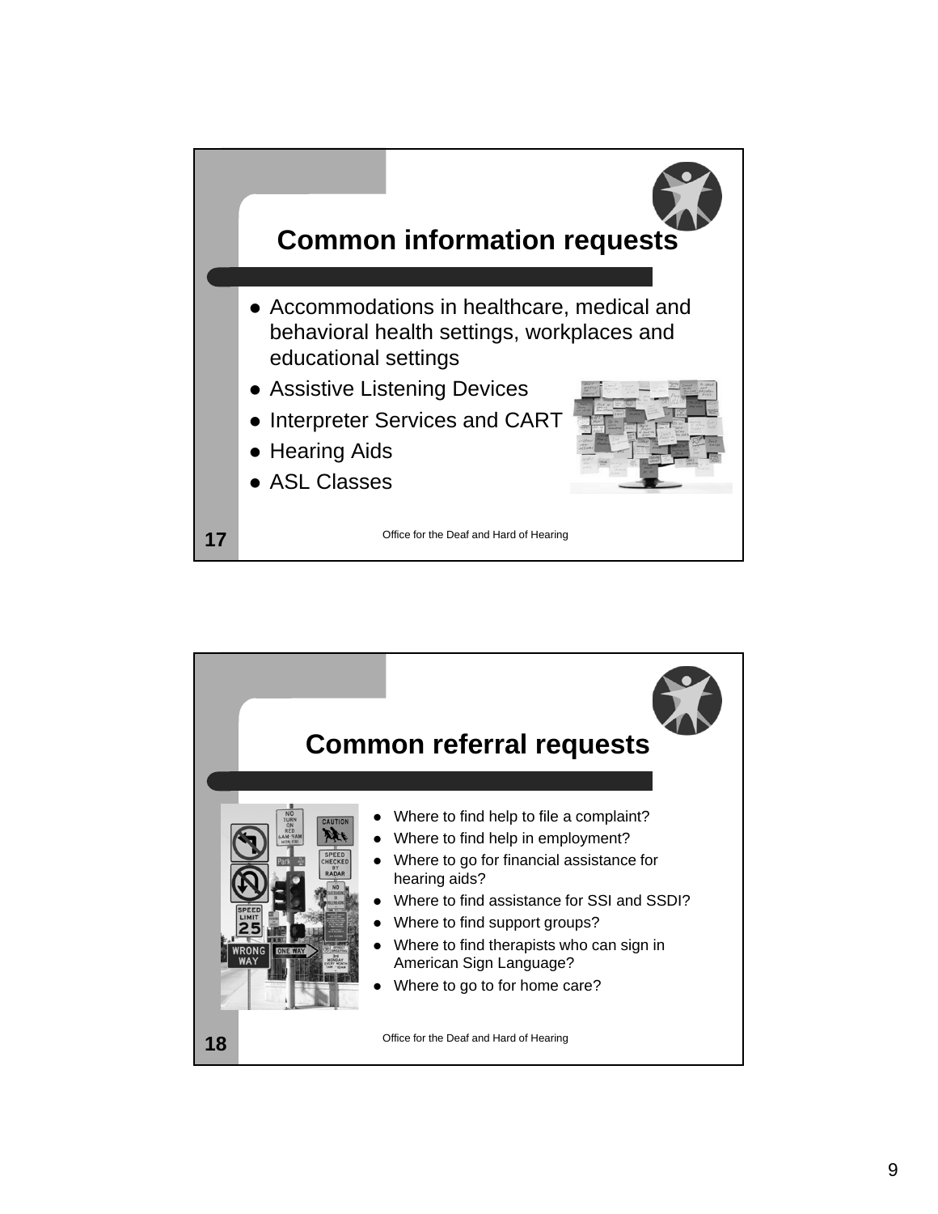## Common information requests

- Accommodations in healthcare, medical and behavioral health settings, workplaces and educational settings
- Assistive Listening Devices
- Interpreter Services and CART
- Hearing Aids
- ASL Classes

17

Office for the Deaf and Hard of Hearing

## Common referral requests

- Where to find help to file a complaint?
- Where to find help in employment?
- Where to go for financial assistance for hearing aids?
- Where to find assistance for SSI and SSDI?
- Where to find support groups?
- Where to find therapists who can sign in American Sign Language?
- Where to go to for home care?

18

Office for the Deaf and Hard of Hearing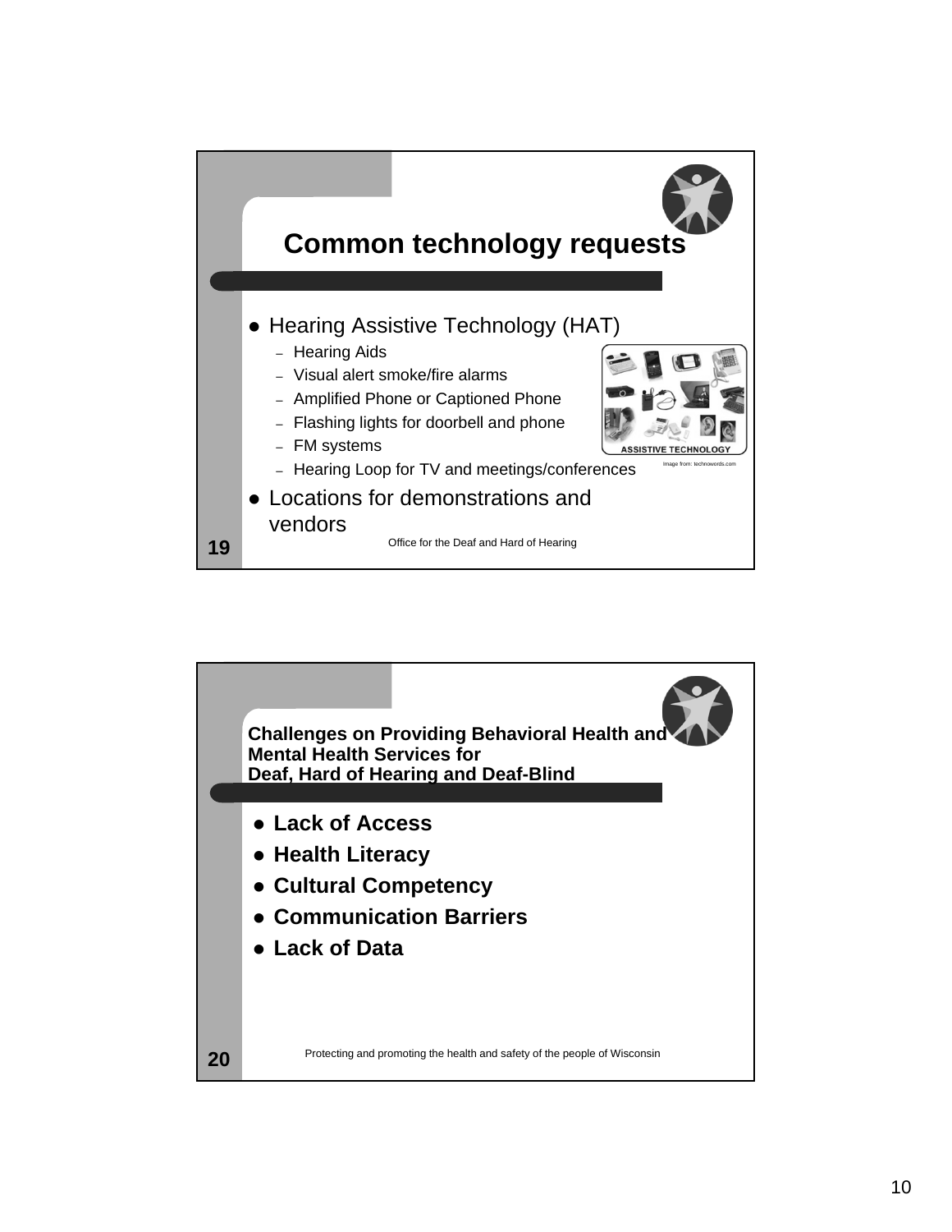## Common technology requests

- Hearing Assistive Technology (HAT)
  - Hearing Aids
  - Visual alert smoke/fire alarms
  - Amplified Phone or Captioned Phone
  - Flashing lights for doorbell and phone
  - FM systems
  - Hearing Loop for TV and meetings/conferences
- Locations for demonstrations and vendors

ASSISTIVE TECHNOLOGY

Image from: technowords.com

Office for the Deaf and Hard of Hearing

19

## Challenges on Providing Behavioral Health and Mental Health Services for Deaf, Hard of Hearing and Deaf-Blind

- **Lack of Access**
- **Health Literacy**
- **Cultural Competency**
- **Communication Barriers**
- **Lack of Data**

Protecting and promoting the health and safety of the people of Wisconsin

20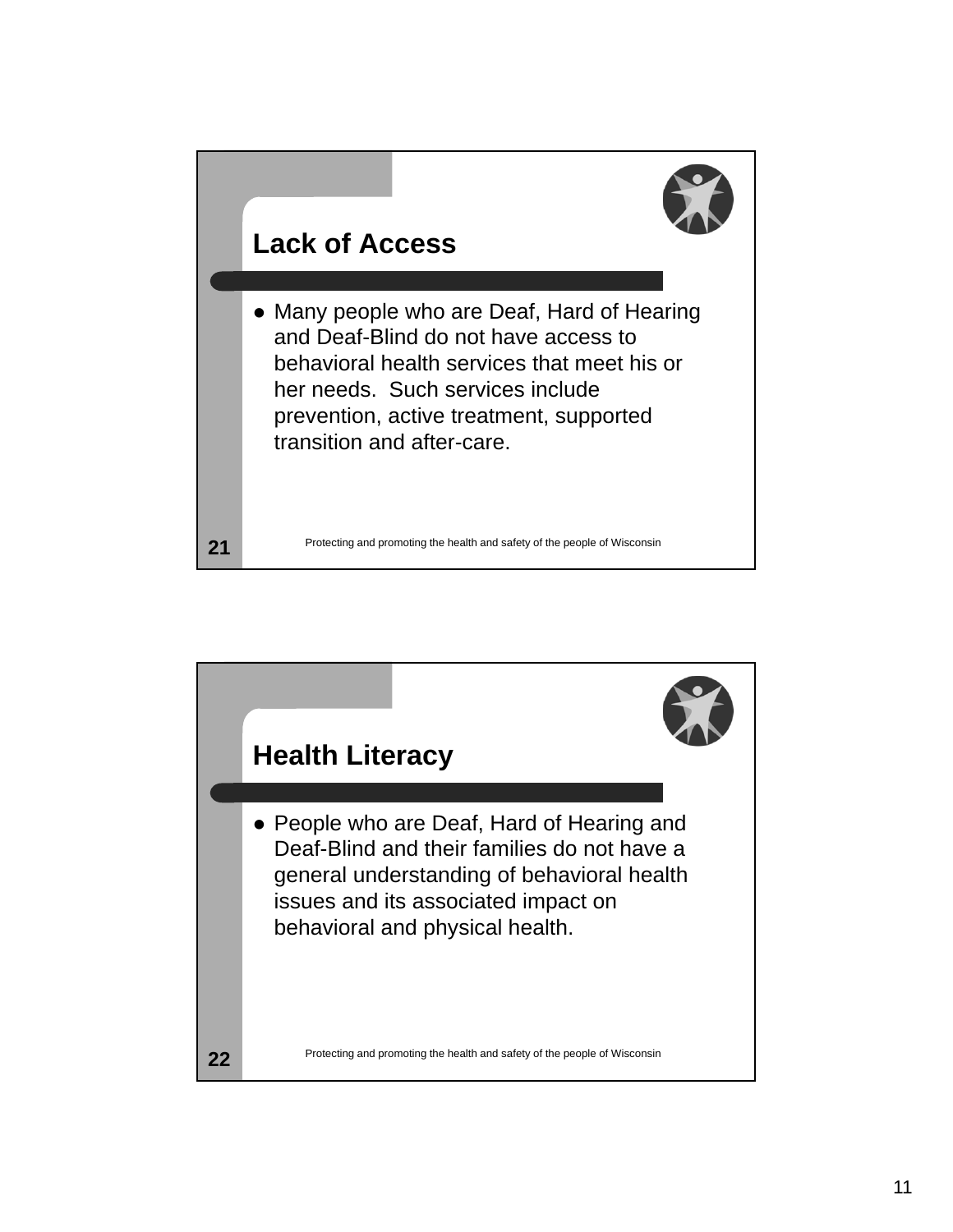## Lack of Access

- Many people who are Deaf, Hard of Hearing and Deaf-Blind do not have access to behavioral health services that meet his or her needs. Such services include prevention, active treatment, supported transition and after-care.

Protecting and promoting the health and safety of the people of Wisconsin

## Health Literacy

- People who are Deaf, Hard of Hearing and Deaf-Blind and their families do not have a general understanding of behavioral health issues and its associated impact on behavioral and physical health.

Protecting and promoting the health and safety of the people of Wisconsin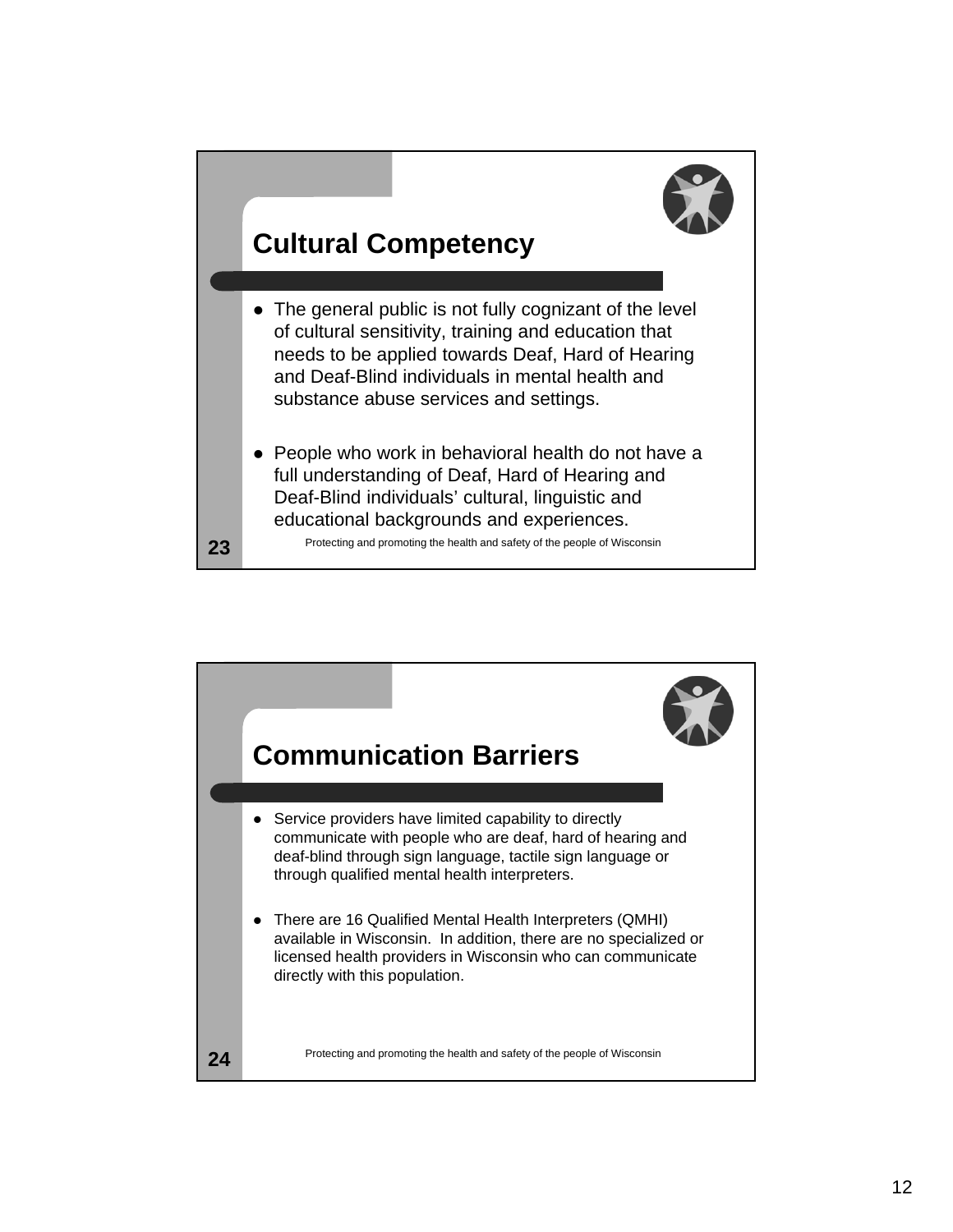## Cultural Competency

- The general public is not fully cognizant of the level of cultural sensitivity, training and education that needs to be applied towards Deaf, Hard of Hearing and Deaf-Blind individuals in mental health and substance abuse services and settings.
- People who work in behavioral health do not have a full understanding of Deaf, Hard of Hearing and Deaf-Blind individuals' cultural, linguistic and educational backgrounds and experiences.

## Communication Barriers

- Service providers have limited capability to directly communicate with people who are deaf, hard of hearing and deaf-blind through sign language, tactile sign language or through qualified mental health interpreters.
- There are 16 Qualified Mental Health Interpreters (QMHI) available in Wisconsin. In addition, there are no specialized or licensed health providers in Wisconsin who can communicate directly with this population.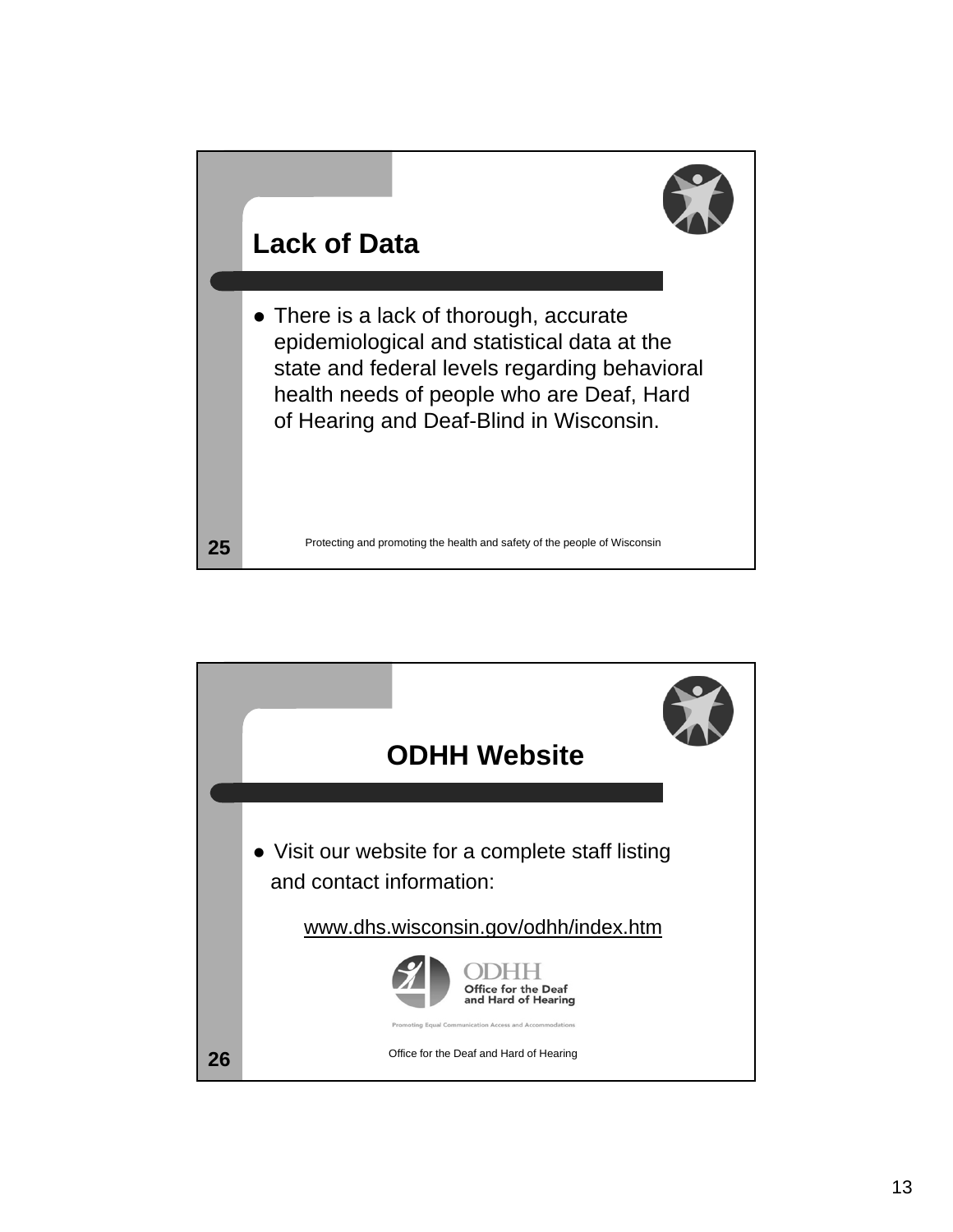## Lack of Data

- There is a lack of thorough, accurate epidemiological and statistical data at the state and federal levels regarding behavioral health needs of people who are Deaf, Hard of Hearing and Deaf-Blind in Wisconsin.

Protecting and promoting the health and safety of the people of Wisconsin

## ODHH Website

- Visit our website for a complete staff listing and contact information:

www.dhs.wisconsin.gov/odhh/index.htm

ODHH
Office for the Deaf and Hard of Hearing
Promoting Equal Communication Access and Accommodations

Office for the Deaf and Hard of Hearing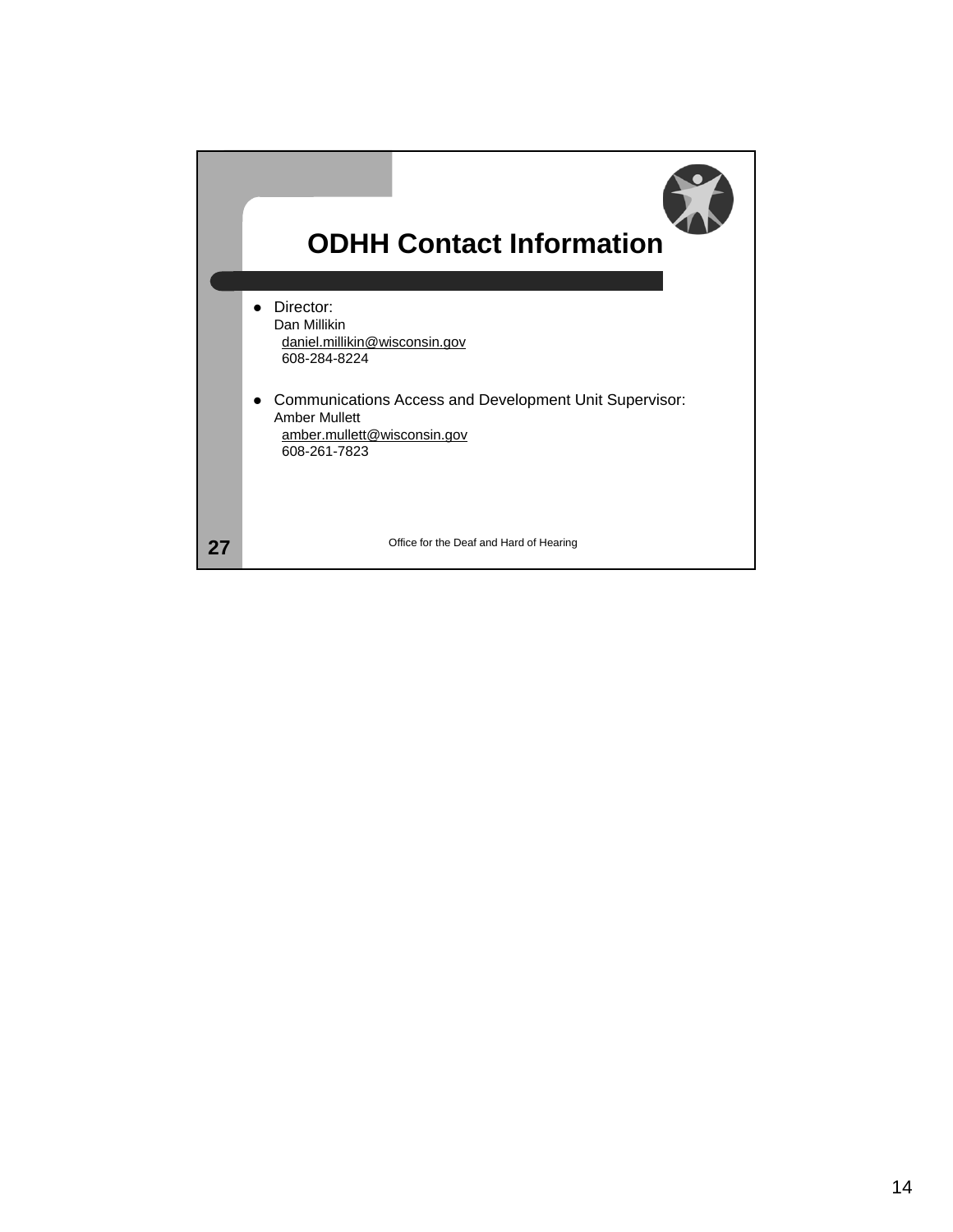## ODHH Contact Information

- Director:
  Dan Millikin
  daniel.millikin@wisconsin.gov
  608-284-8224

- Communications Access and Development Unit Supervisor:
  Amber Mullett
  amber.mullett@wisconsin.gov
  608-261-7823

27

Office for the Deaf and Hard of Hearing